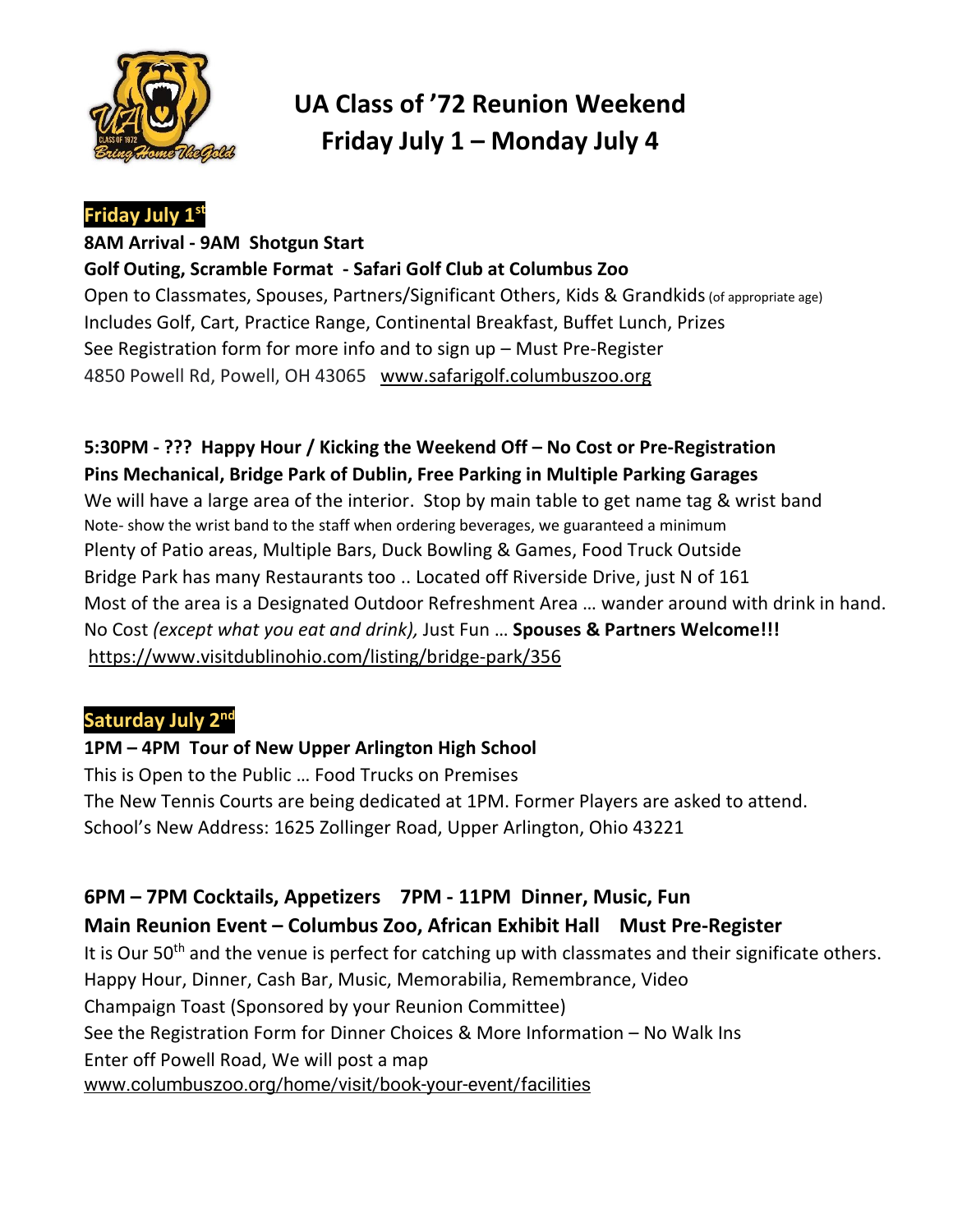# UA Class of '72 Reunion Weekend
# Friday July 1 – Monday July 4

## Friday July 1st

**8AM Arrival - 9AM Shotgun Start**
**Golf Outing, Scramble Format - Safari Golf Club at Columbus Zoo**
Open to Classmates, Spouses, Partners/Significant Others, Kids & Grandkids (of appropriate age)
Includes Golf, Cart, Practice Range, Continental Breakfast, Buffet Lunch, Prizes
See Registration form for more info and to sign up – Must Pre-Register
4850 Powell Rd, Powell, OH 43065 www.safarigolf.columbuszoo.org

**5:30PM - ??? Happy Hour / Kicking the Weekend Off – No Cost or Pre-Registration**
**Pins Mechanical, Bridge Park of Dublin, Free Parking in Multiple Parking Garages**
We will have a large area of the interior. Stop by main table to get name tag & wrist band
Note- show the wrist band to the staff when ordering beverages, we guaranteed a minimum
Plenty of Patio areas, Multiple Bars, Duck Bowling & Games, Food Truck Outside
Bridge Park has many Restaurants too .. Located off Riverside Drive, just N of 161
Most of the area is a Designated Outdoor Refreshment Area … wander around with drink in hand.
No Cost *(except what you eat and drink),* Just Fun … **Spouses & Partners Welcome!!!**
https://www.visitdublinohio.com/listing/bridge-park/356

## Saturday July 2nd

**1PM – 4PM Tour of New Upper Arlington High School**
This is Open to the Public … Food Trucks on Premises
The New Tennis Courts are being dedicated at 1PM. Former Players are asked to attend.
School's New Address: 1625 Zollinger Road, Upper Arlington, Ohio 43221

**6PM – 7PM Cocktails, Appetizers 7PM - 11PM Dinner, Music, Fun**
**Main Reunion Event – Columbus Zoo, African Exhibit Hall Must Pre-Register**
It is Our 50th and the venue is perfect for catching up with classmates and their significate others.
Happy Hour, Dinner, Cash Bar, Music, Memorabilia, Remembrance, Video
Champaign Toast (Sponsored by your Reunion Committee)
See the Registration Form for Dinner Choices & More Information – No Walk Ins
Enter off Powell Road, We will post a map
www.columbuszoo.org/home/visit/book-your-event/facilities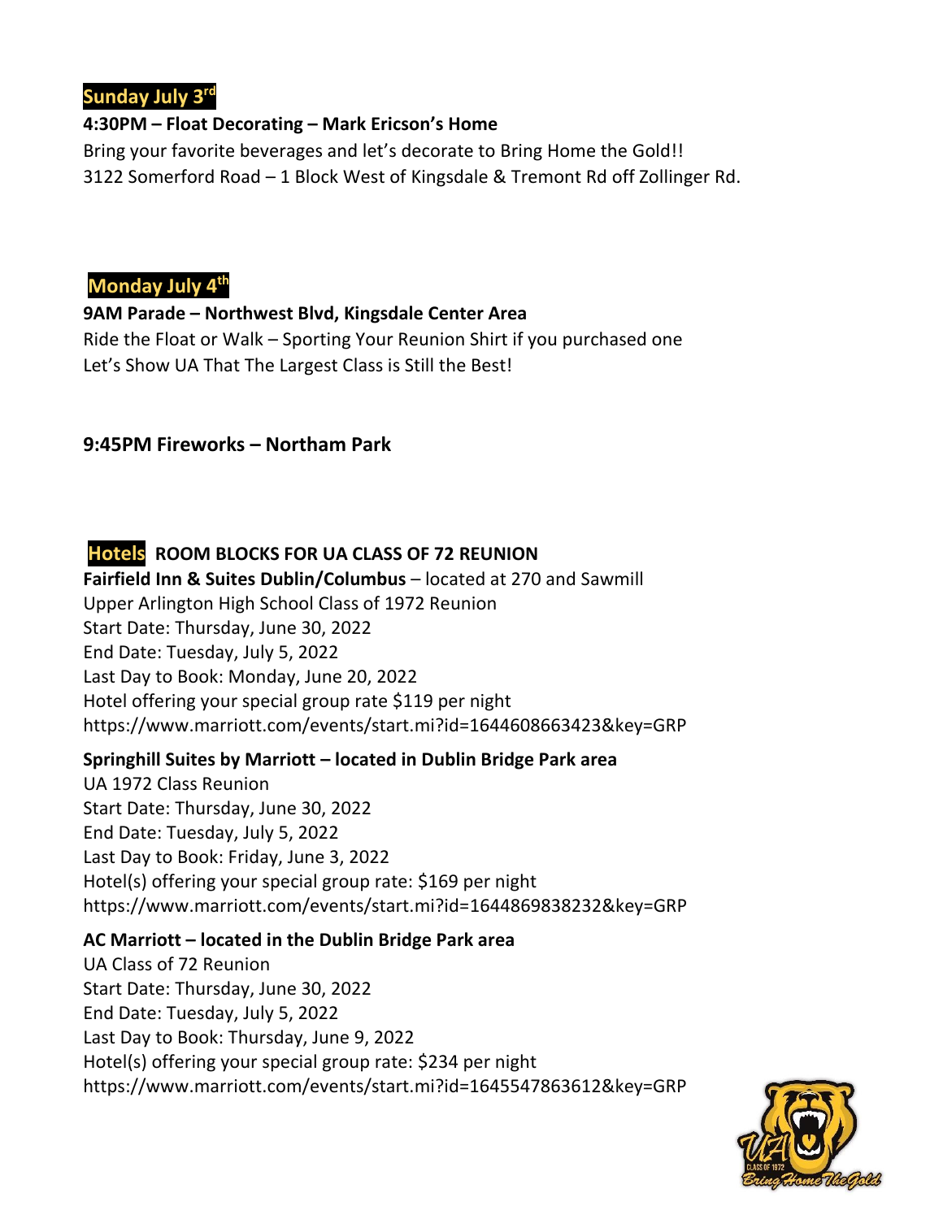## Sunday July 3rd

**4:30PM – Float Decorating – Mark Ericson's Home**

Bring your favorite beverages and let's decorate to Bring Home the Gold!!
3122 Somerford Road – 1 Block West of Kingsdale & Tremont Rd off Zollinger Rd.

## Monday July 4th

**9AM Parade – Northwest Blvd, Kingsdale Center Area**

Ride the Float or Walk – Sporting Your Reunion Shirt if you purchased one
Let's Show UA That The Largest Class is Still the Best!

**9:45PM Fireworks – Northam Park**

## Hotels **ROOM BLOCKS FOR UA CLASS OF 72 REUNION**

**Fairfield Inn & Suites Dublin/Columbus** – located at 270 and Sawmill
Upper Arlington High School Class of 1972 Reunion
Start Date: Thursday, June 30, 2022
End Date: Tuesday, July 5, 2022
Last Day to Book: Monday, June 20, 2022
Hotel offering your special group rate $119 per night
https://www.marriott.com/events/start.mi?id=1644608663423&key=GRP

**Springhill Suites by Marriott – located in Dublin Bridge Park area**
UA 1972 Class Reunion
Start Date: Thursday, June 30, 2022
End Date: Tuesday, July 5, 2022
Last Day to Book: Friday, June 3, 2022
Hotel(s) offering your special group rate: $169 per night
https://www.marriott.com/events/start.mi?id=1644869838232&key=GRP

**AC Marriott – located in the Dublin Bridge Park area**
UA Class of 72 Reunion
Start Date: Thursday, June 30, 2022
End Date: Tuesday, July 5, 2022
Last Day to Book: Thursday, June 9, 2022
Hotel(s) offering your special group rate: $234 per night
https://www.marriott.com/events/start.mi?id=1645547863612&key=GRP